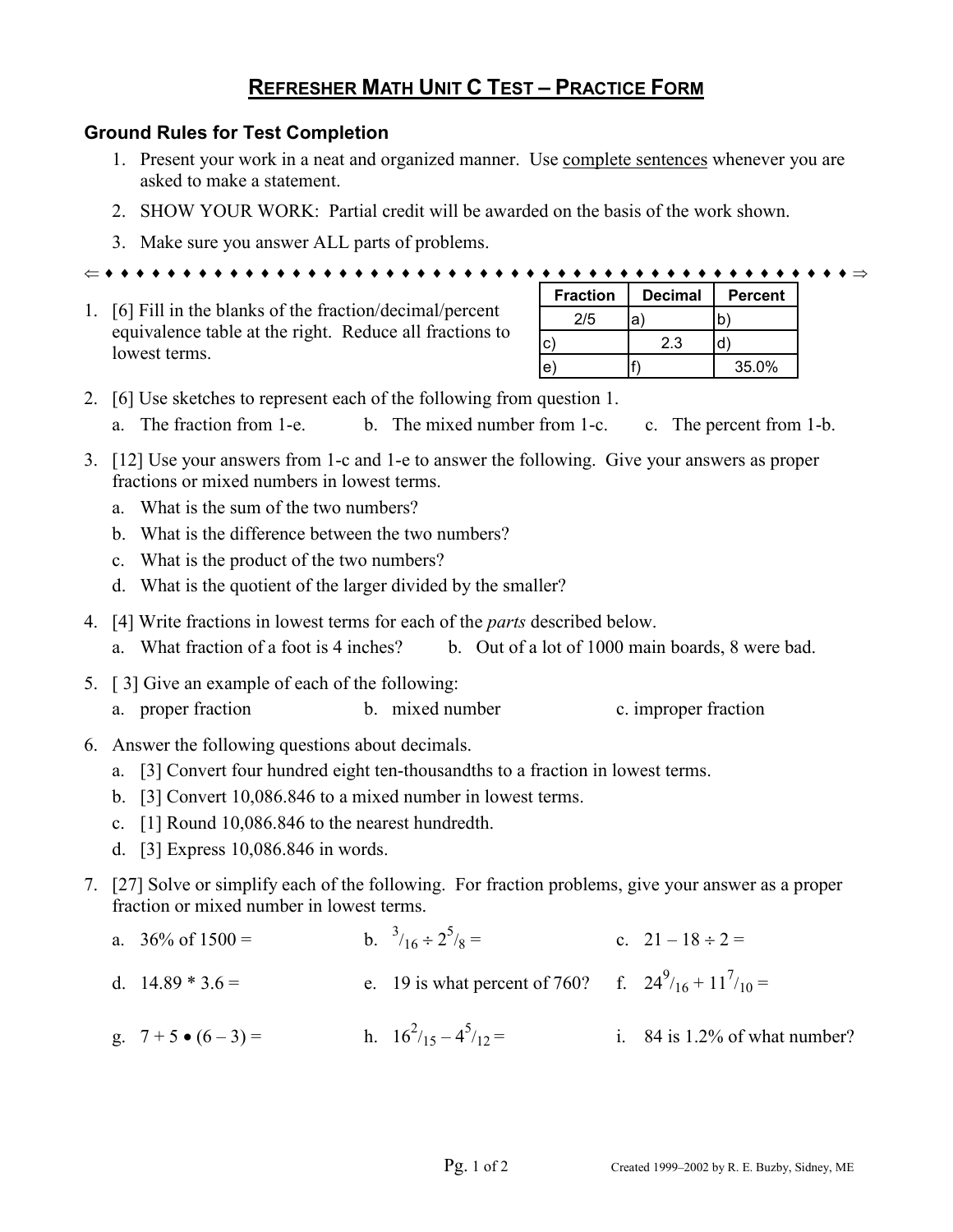# REFRESHER MATH UNIT C TEST – PRACTICE FORM

### Ground Rules for Test Completion

1. Present your work in a neat and organized manner. Use complete sentences whenever you are asked to make a statement.
2. SHOW YOUR WORK: Partial credit will be awarded on the basis of the work shown.
3. Make sure you answer ALL parts of problems.

⇐ ♦ ♦ ♦ ♦ ♦ ♦ ♦ ♦ ♦ ♦ ♦ ♦ ♦ ♦ ♦ ♦ ♦ ♦ ♦ ♦ ♦ ♦ ♦ ♦ ♦ ♦ ♦ ♦ ♦ ♦ ♦ ♦ ♦ ♦ ♦ ♦ ♦ ♦ ♦ ♦ ♦ ♦ ♦ ♦ ♦ ♦ ♦ ♦ ♦ ♦ ♦ ♦ ♦ ♦ ⇒

1. [6] Fill in the blanks of the fraction/decimal/percent equivalence table at the right. Reduce all fractions to lowest terms.

| Fraction | Decimal | Percent |
|---|---|---|
| 2/5 | a) | b) |
| c) | 2.3 | d) |
| e) | f) | 35.0% |

2. [6] Use sketches to represent each of the following from question 1.
   a. The fraction from 1-e.  b. The mixed number from 1-c.  c. The percent from 1-b.

3. [12] Use your answers from 1-c and 1-e to answer the following. Give your answers as proper fractions or mixed numbers in lowest terms.
   a. What is the sum of the two numbers?
   b. What is the difference between the two numbers?
   c. What is the product of the two numbers?
   d. What is the quotient of the larger divided by the smaller?

4. [4] Write fractions in lowest terms for each of the *parts* described below.
   a. What fraction of a foot is 4 inches?  b. Out of a lot of 1000 main boards, 8 were bad.

5. [ 3] Give an example of each of the following:
   a. proper fraction  b. mixed number  c. improper fraction

6. Answer the following questions about decimals.
   a. [3] Convert four hundred eight ten-thousandths to a fraction in lowest terms.
   b. [3] Convert 10,086.846 to a mixed number in lowest terms.
   c. [1] Round 10,086.846 to the nearest hundredth.
   d. [3] Express 10,086.846 in words.

7. [27] Solve or simplify each of the following. For fraction problems, give your answer as a proper fraction or mixed number in lowest terms.

   a. 36% of 1500 =  b. $^{3}/_{16} \div 2^{5}/_{8} =$  c. $21 - 18 \div 2 =$

   d. 14.89 * 3.6 =  e. 19 is what percent of 760?  f. $24^{9}/_{16} + 11^{7}/_{10} =$

   g. $7 + 5 \bullet (6 - 3) =$  h. $16^{2}/_{15} - 4^{5}/_{12} =$  i. 84 is 1.2% of what number?

Created 1999–2002 by R. E. Buzby, Sidney, ME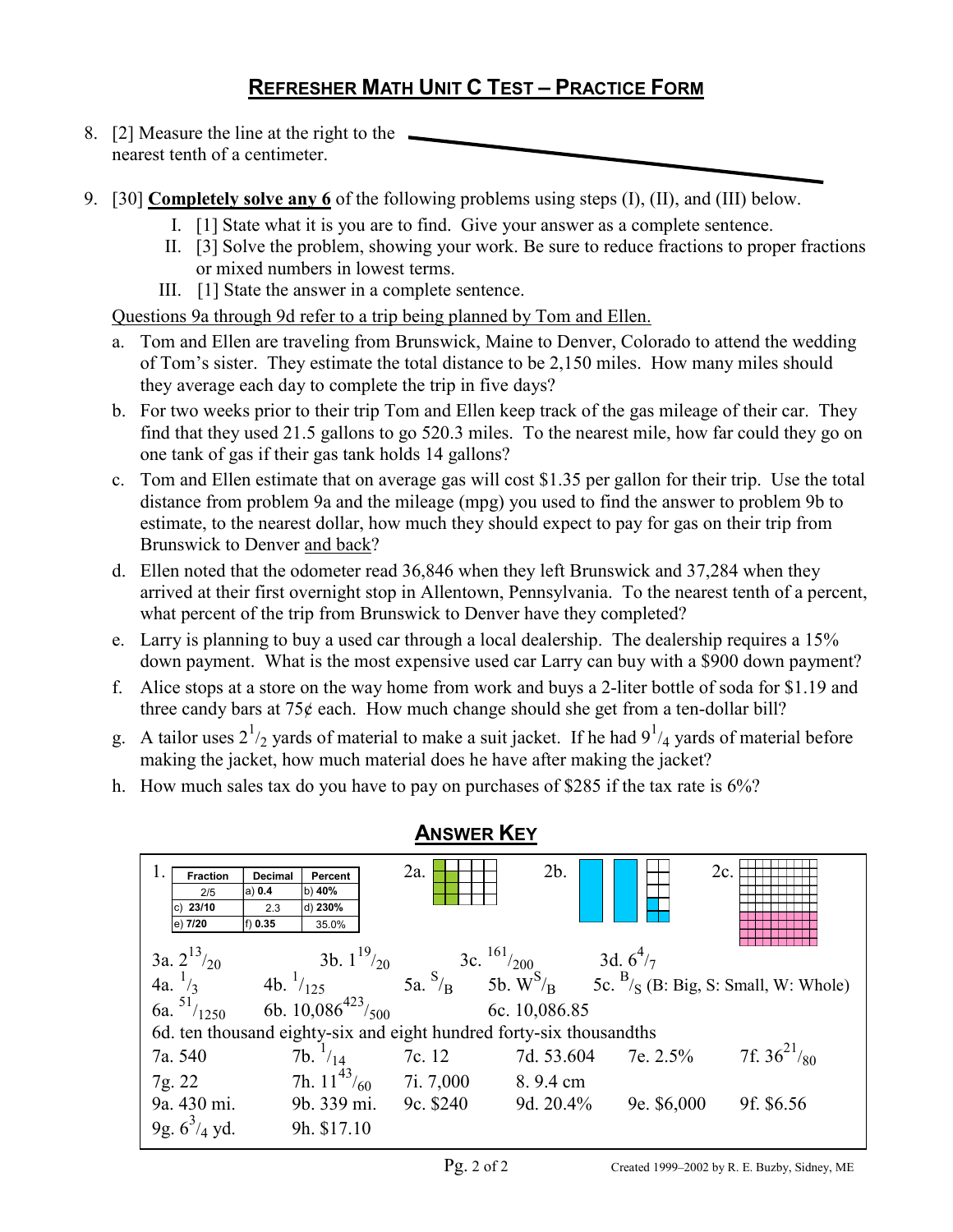## REFRESHER MATH UNIT C TEST – PRACTICE FORM

8. [2] Measure the line at the right to the nearest tenth of a centimeter.

9. [30] **Completely solve any 6** of the following problems using steps (I), (II), and (III) below.
   I. [1] State what it is you are to find. Give your answer as a complete sentence.
   II. [3] Solve the problem, showing your work. Be sure to reduce fractions to proper fractions or mixed numbers in lowest terms.
   III. [1] State the answer in a complete sentence.

   Questions 9a through 9d refer to a trip being planned by Tom and Ellen.

   a. Tom and Ellen are traveling from Brunswick, Maine to Denver, Colorado to attend the wedding of Tom's sister. They estimate the total distance to be 2,150 miles. How many miles should they average each day to complete the trip in five days?
   b. For two weeks prior to their trip Tom and Ellen keep track of the gas mileage of their car. They find that they used 21.5 gallons to go 520.3 miles. To the nearest mile, how far could they go on one tank of gas if their gas tank holds 14 gallons?
   c. Tom and Ellen estimate that on average gas will cost $1.35 per gallon for their trip. Use the total distance from problem 9a and the mileage (mpg) you used to find the answer to problem 9b to estimate, to the nearest dollar, how much they should expect to pay for gas on their trip from Brunswick to Denver and back?
   d. Ellen noted that the odometer read 36,846 when they left Brunswick and 37,284 when they arrived at their first overnight stop in Allentown, Pennsylvania. To the nearest tenth of a percent, what percent of the trip from Brunswick to Denver have they completed?
   e. Larry is planning to buy a used car through a local dealership. The dealership requires a 15% down payment. What is the most expensive used car Larry can buy with a $900 down payment?
   f. Alice stops at a store on the way home from work and buys a 2-liter bottle of soda for $1.19 and three candy bars at 75¢ each. How much change should she get from a ten-dollar bill?
   g. A tailor uses $2^1/_2$ yards of material to make a suit jacket. If he had $9^1/_4$ yards of material before making the jacket, how much material does he have after making the jacket?
   h. How much sales tax do you have to pay on purchases of $285 if the tax rate is 6%?

## ANSWER KEY

1.

| Fraction | Decimal | Percent |
|---|---|---|
| 2/5 | a) **0.4** | b) **40%** |
| c) **23/10** | 2.3 | d) **230%** |
| e) **7/20** | f) **0.35** | 35.0% |

2a. 2b. 2c.

3a. $2^{13}/_{20}$ 3b. $1^{19}/_{20}$ 3c. $^{161}/_{200}$ 3d. $6^4/_7$

4a. $^1/_3$ 4b. $^1/_{125}$ 5a. $^S/_B$ 5b. $W^S/_B$ 5c. $^B/_S$ (B: Big, S: Small, W: Whole)

6a. $^{51}/_{1250}$ 6b. $10{,}086^{423}/_{500}$ 6c. 10,086.85

6d. ten thousand eighty-six and eight hundred forty-six thousandths

7a. 540 7b. $^1/_{14}$ 7c. 12 7d. 53.604 7e. 2.5% 7f. $36^{21}/_{80}$

7g. 22 7h. $11^{43}/_{60}$ 7i. 7,000 8. 9.4 cm

9a. 430 mi. 9b. 339 mi. 9c. $240 9d. 20.4% 9e. $6,000 9f. $6.56

9g. $6^3/_4$ yd. 9h. $17.10

Created 1999–2002 by R. E. Buzby, Sidney, ME